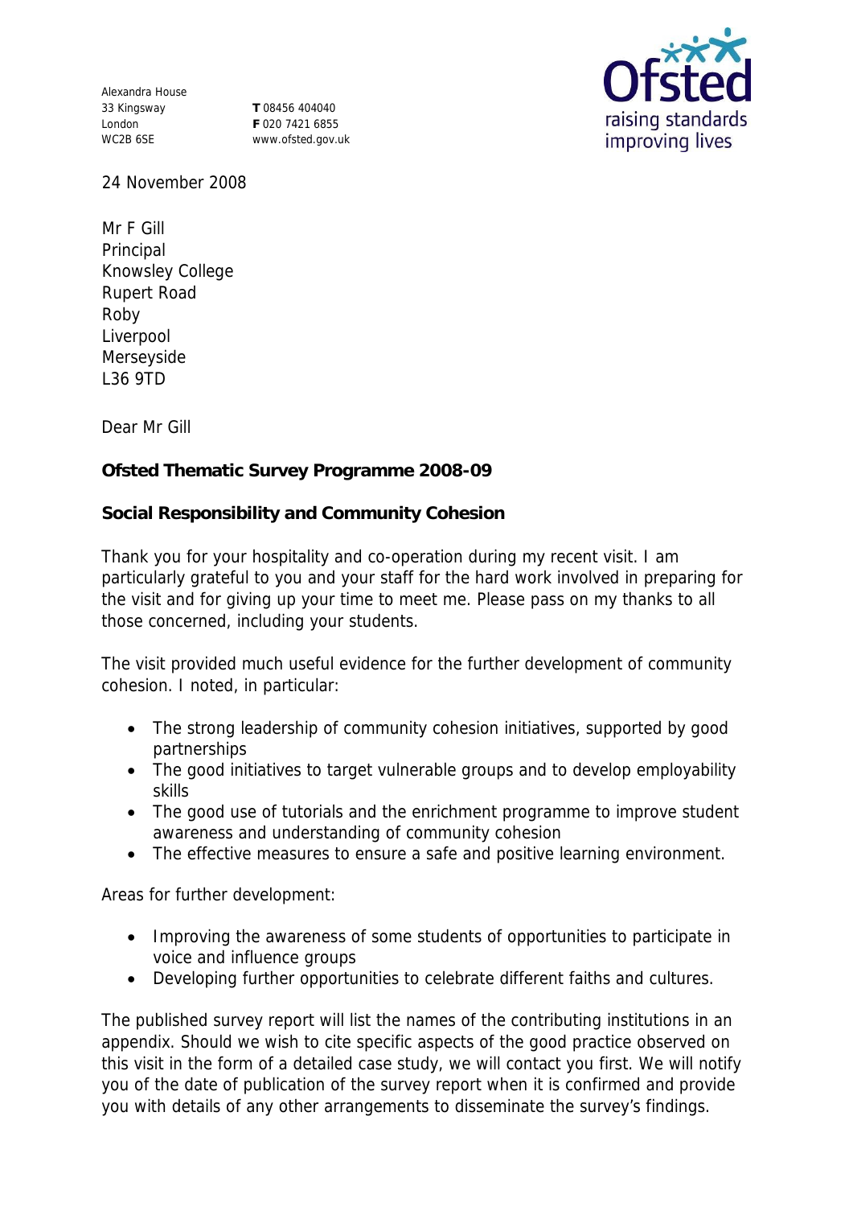Alexandra House
33 Kingsway
London
WC2B 6SE

**T** 08456 404040
**F** 020 7421 6855
www.ofsted.gov.uk

Ofsted
raising standards
improving lives

24 November 2008

Mr F Gill
Principal
Knowsley College
Rupert Road
Roby
Liverpool
Merseyside
L36 9TD

Dear Mr Gill

**Ofsted Thematic Survey Programme 2008-09**

**Social Responsibility and Community Cohesion**

Thank you for your hospitality and co-operation during my recent visit. I am particularly grateful to you and your staff for the hard work involved in preparing for the visit and for giving up your time to meet me. Please pass on my thanks to all those concerned, including your students.

The visit provided much useful evidence for the further development of community cohesion. I noted, in particular:

- The strong leadership of community cohesion initiatives, supported by good partnerships
- The good initiatives to target vulnerable groups and to develop employability skills
- The good use of tutorials and the enrichment programme to improve student awareness and understanding of community cohesion
- The effective measures to ensure a safe and positive learning environment.

Areas for further development:

- Improving the awareness of some students of opportunities to participate in voice and influence groups
- Developing further opportunities to celebrate different faiths and cultures.

The published survey report will list the names of the contributing institutions in an appendix. Should we wish to cite specific aspects of the good practice observed on this visit in the form of a detailed case study, we will contact you first. We will notify you of the date of publication of the survey report when it is confirmed and provide you with details of any other arrangements to disseminate the survey's findings.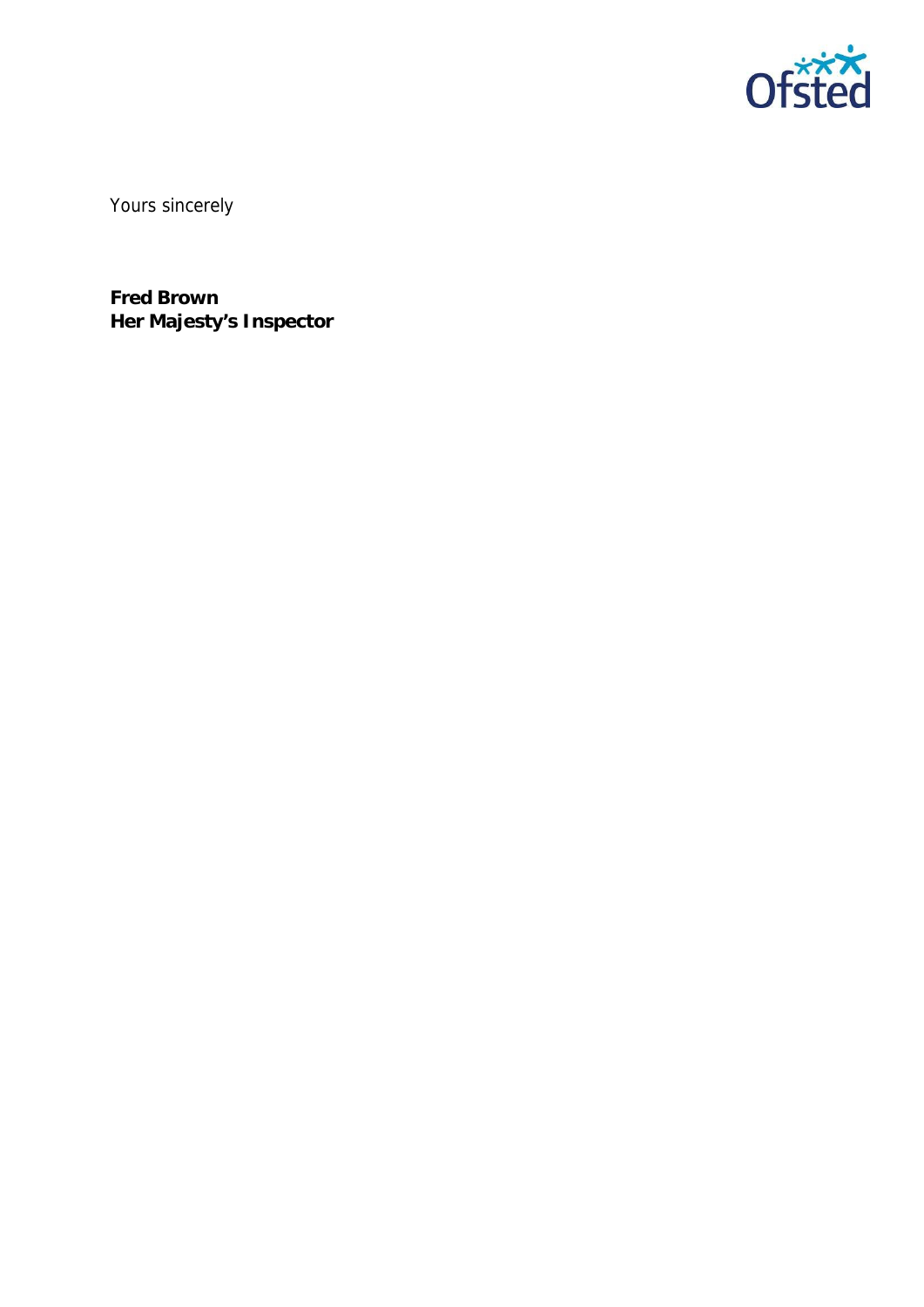Yours sincerely

**Fred Brown**
**Her Majesty's Inspector**